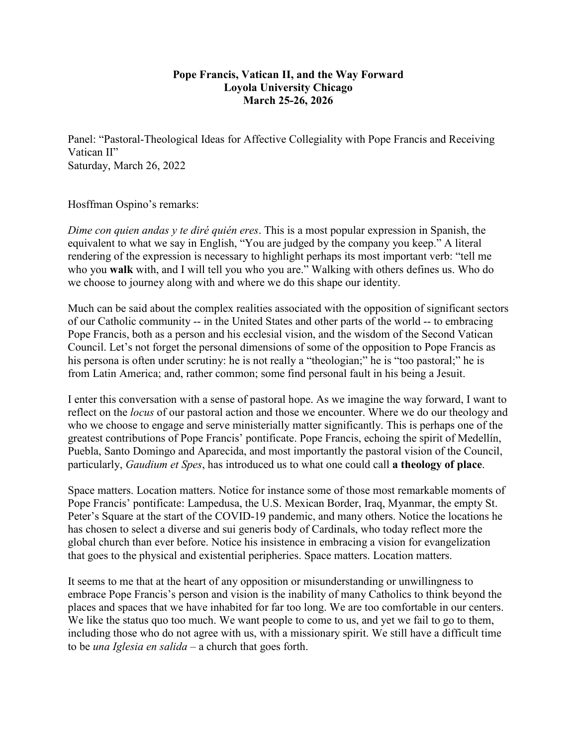**Pope Francis, Vatican II, and the Way Forward**
**Loyola University Chicago**
**March 25-26, 2026**

Panel: "Pastoral-Theological Ideas for Affective Collegiality with Pope Francis and Receiving Vatican II"
Saturday, March 26, 2022

Hosffman Ospino's remarks:

*Dime con quien andas y te diré quién eres*. This is a most popular expression in Spanish, the equivalent to what we say in English, "You are judged by the company you keep." A literal rendering of the expression is necessary to highlight perhaps its most important verb: "tell me who you **walk** with, and I will tell you who you are." Walking with others defines us. Who do we choose to journey along with and where we do this shape our identity.

Much can be said about the complex realities associated with the opposition of significant sectors of our Catholic community -- in the United States and other parts of the world -- to embracing Pope Francis, both as a person and his ecclesial vision, and the wisdom of the Second Vatican Council. Let's not forget the personal dimensions of some of the opposition to Pope Francis as his persona is often under scrutiny: he is not really a "theologian;" he is "too pastoral;" he is from Latin America; and, rather common; some find personal fault in his being a Jesuit.

I enter this conversation with a sense of pastoral hope. As we imagine the way forward, I want to reflect on the *locus* of our pastoral action and those we encounter. Where we do our theology and who we choose to engage and serve ministerially matter significantly. This is perhaps one of the greatest contributions of Pope Francis' pontificate. Pope Francis, echoing the spirit of Medellín, Puebla, Santo Domingo and Aparecida, and most importantly the pastoral vision of the Council, particularly, *Gaudium et Spes*, has introduced us to what one could call **a theology of place**.

Space matters. Location matters. Notice for instance some of those most remarkable moments of Pope Francis' pontificate: Lampedusa, the U.S. Mexican Border, Iraq, Myanmar, the empty St. Peter's Square at the start of the COVID-19 pandemic, and many others. Notice the locations he has chosen to select a diverse and sui generis body of Cardinals, who today reflect more the global church than ever before. Notice his insistence in embracing a vision for evangelization that goes to the physical and existential peripheries. Space matters. Location matters.

It seems to me that at the heart of any opposition or misunderstanding or unwillingness to embrace Pope Francis's person and vision is the inability of many Catholics to think beyond the places and spaces that we have inhabited for far too long. We are too comfortable in our centers. We like the status quo too much. We want people to come to us, and yet we fail to go to them, including those who do not agree with us, with a missionary spirit. We still have a difficult time to be *una Iglesia en salida* – a church that goes forth.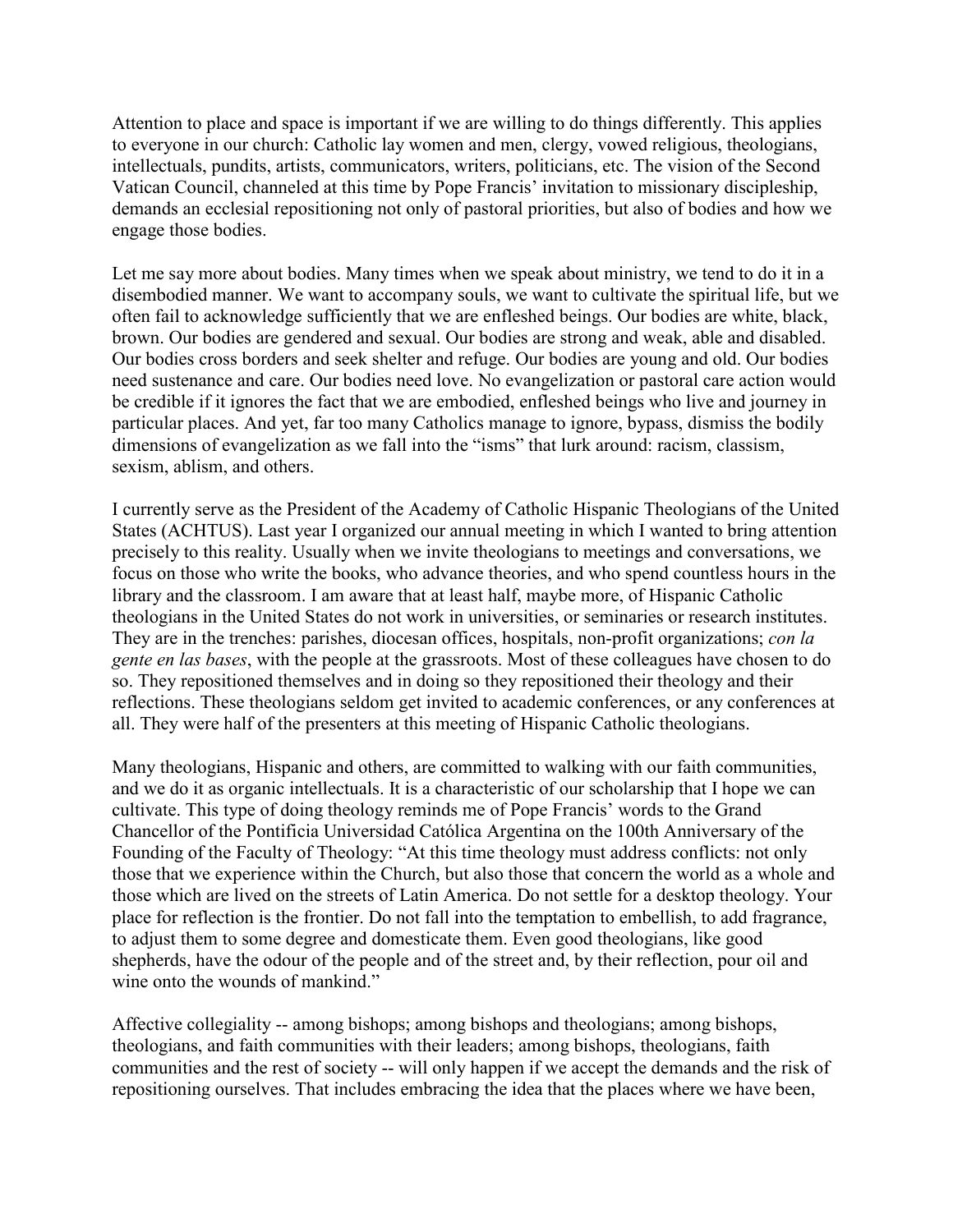Attention to place and space is important if we are willing to do things differently. This applies to everyone in our church: Catholic lay women and men, clergy, vowed religious, theologians, intellectuals, pundits, artists, communicators, writers, politicians, etc. The vision of the Second Vatican Council, channeled at this time by Pope Francis' invitation to missionary discipleship, demands an ecclesial repositioning not only of pastoral priorities, but also of bodies and how we engage those bodies.

Let me say more about bodies. Many times when we speak about ministry, we tend to do it in a disembodied manner. We want to accompany souls, we want to cultivate the spiritual life, but we often fail to acknowledge sufficiently that we are enfleshed beings. Our bodies are white, black, brown. Our bodies are gendered and sexual. Our bodies are strong and weak, able and disabled. Our bodies cross borders and seek shelter and refuge. Our bodies are young and old. Our bodies need sustenance and care. Our bodies need love. No evangelization or pastoral care action would be credible if it ignores the fact that we are embodied, enfleshed beings who live and journey in particular places. And yet, far too many Catholics manage to ignore, bypass, dismiss the bodily dimensions of evangelization as we fall into the "isms" that lurk around: racism, classism, sexism, ablism, and others.

I currently serve as the President of the Academy of Catholic Hispanic Theologians of the United States (ACHTUS). Last year I organized our annual meeting in which I wanted to bring attention precisely to this reality. Usually when we invite theologians to meetings and conversations, we focus on those who write the books, who advance theories, and who spend countless hours in the library and the classroom. I am aware that at least half, maybe more, of Hispanic Catholic theologians in the United States do not work in universities, or seminaries or research institutes. They are in the trenches: parishes, diocesan offices, hospitals, non-profit organizations; *con la gente en las bases*, with the people at the grassroots. Most of these colleagues have chosen to do so. They repositioned themselves and in doing so they repositioned their theology and their reflections. These theologians seldom get invited to academic conferences, or any conferences at all. They were half of the presenters at this meeting of Hispanic Catholic theologians.

Many theologians, Hispanic and others, are committed to walking with our faith communities, and we do it as organic intellectuals. It is a characteristic of our scholarship that I hope we can cultivate. This type of doing theology reminds me of Pope Francis' words to the Grand Chancellor of the Pontificia Universidad Católica Argentina on the 100th Anniversary of the Founding of the Faculty of Theology: "At this time theology must address conflicts: not only those that we experience within the Church, but also those that concern the world as a whole and those which are lived on the streets of Latin America. Do not settle for a desktop theology. Your place for reflection is the frontier. Do not fall into the temptation to embellish, to add fragrance, to adjust them to some degree and domesticate them. Even good theologians, like good shepherds, have the odour of the people and of the street and, by their reflection, pour oil and wine onto the wounds of mankind."

Affective collegiality -- among bishops; among bishops and theologians; among bishops, theologians, and faith communities with their leaders; among bishops, theologians, faith communities and the rest of society -- will only happen if we accept the demands and the risk of repositioning ourselves. That includes embracing the idea that the places where we have been,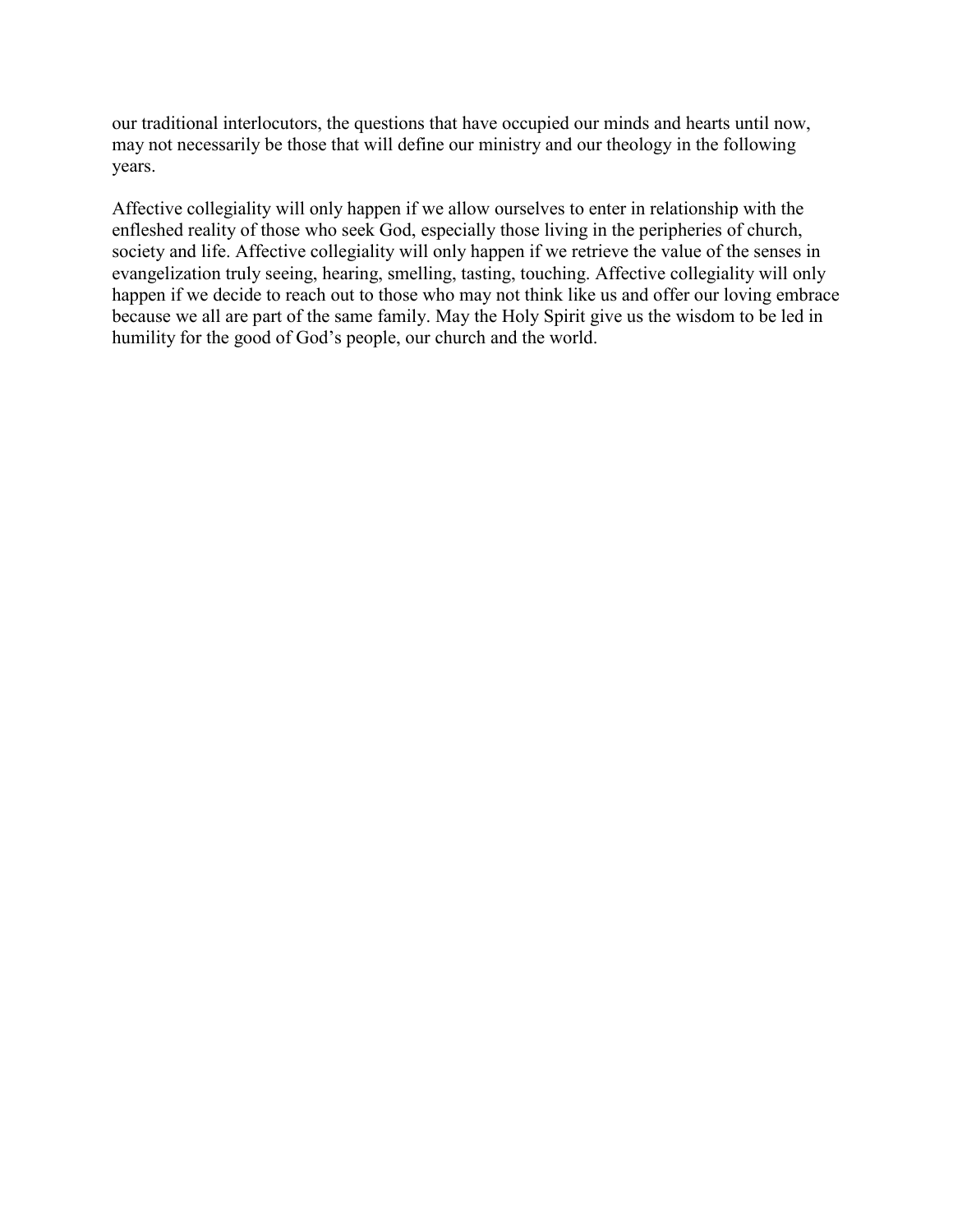our traditional interlocutors, the questions that have occupied our minds and hearts until now, may not necessarily be those that will define our ministry and our theology in the following years.

Affective collegiality will only happen if we allow ourselves to enter in relationship with the enfleshed reality of those who seek God, especially those living in the peripheries of church, society and life. Affective collegiality will only happen if we retrieve the value of the senses in evangelization truly seeing, hearing, smelling, tasting, touching. Affective collegiality will only happen if we decide to reach out to those who may not think like us and offer our loving embrace because we all are part of the same family. May the Holy Spirit give us the wisdom to be led in humility for the good of God's people, our church and the world.